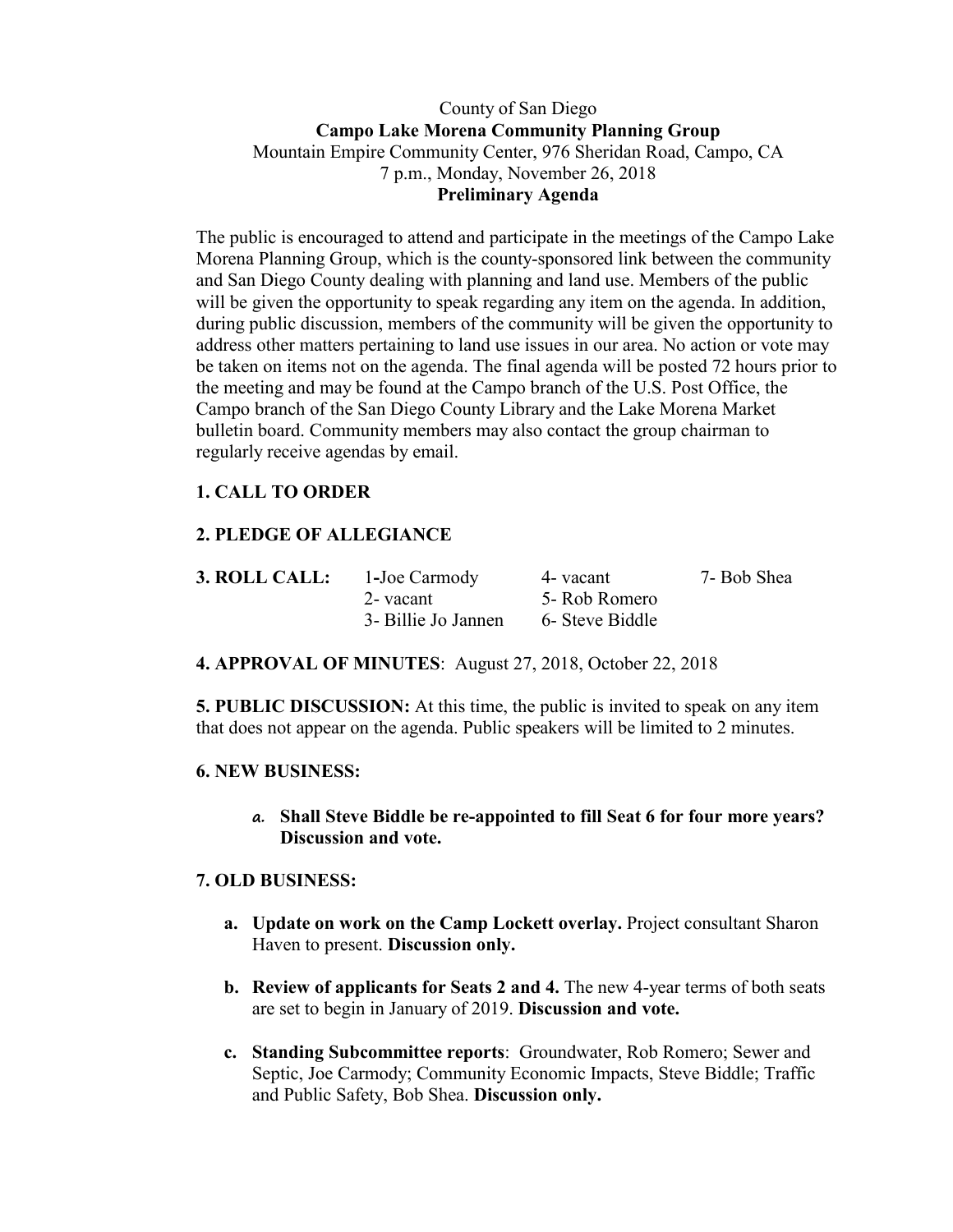County of San Diego

**Campo Lake Morena Community Planning Group**

Mountain Empire Community Center, 976 Sheridan Road, Campo, CA

7 p.m., Monday, November 26, 2018

**Preliminary Agenda**

The public is encouraged to attend and participate in the meetings of the Campo Lake Morena Planning Group, which is the county-sponsored link between the community and San Diego County dealing with planning and land use. Members of the public will be given the opportunity to speak regarding any item on the agenda. In addition, during public discussion, members of the community will be given the opportunity to address other matters pertaining to land use issues in our area. No action or vote may be taken on items not on the agenda. The final agenda will be posted 72 hours prior to the meeting and may be found at the Campo branch of the U.S. Post Office, the Campo branch of the San Diego County Library and the Lake Morena Market bulletin board. Community members may also contact the group chairman to regularly receive agendas by email.

**1. CALL TO ORDER**

**2. PLEDGE OF ALLEGIANCE**

**3. ROLL CALL:**

| | | |
|---|---|---|
| 1-Joe Carmody | 4- vacant | 7- Bob Shea |
| 2- vacant | 5- Rob Romero | |
| 3- Billie Jo Jannen | 6- Steve Biddle | |

**4. APPROVAL OF MINUTES**: August 27, 2018, October 22, 2018

**5. PUBLIC DISCUSSION:** At this time, the public is invited to speak on any item that does not appear on the agenda. Public speakers will be limited to 2 minutes.

**6. NEW BUSINESS:**

a. **Shall Steve Biddle be re-appointed to fill Seat 6 for four more years? Discussion and vote.**

**7. OLD BUSINESS:**

a. **Update on work on the Camp Lockett overlay.** Project consultant Sharon Haven to present. **Discussion only.**

b. **Review of applicants for Seats 2 and 4.** The new 4-year terms of both seats are set to begin in January of 2019. **Discussion and vote.**

c. **Standing Subcommittee reports**: Groundwater, Rob Romero; Sewer and Septic, Joe Carmody; Community Economic Impacts, Steve Biddle; Traffic and Public Safety, Bob Shea. **Discussion only.**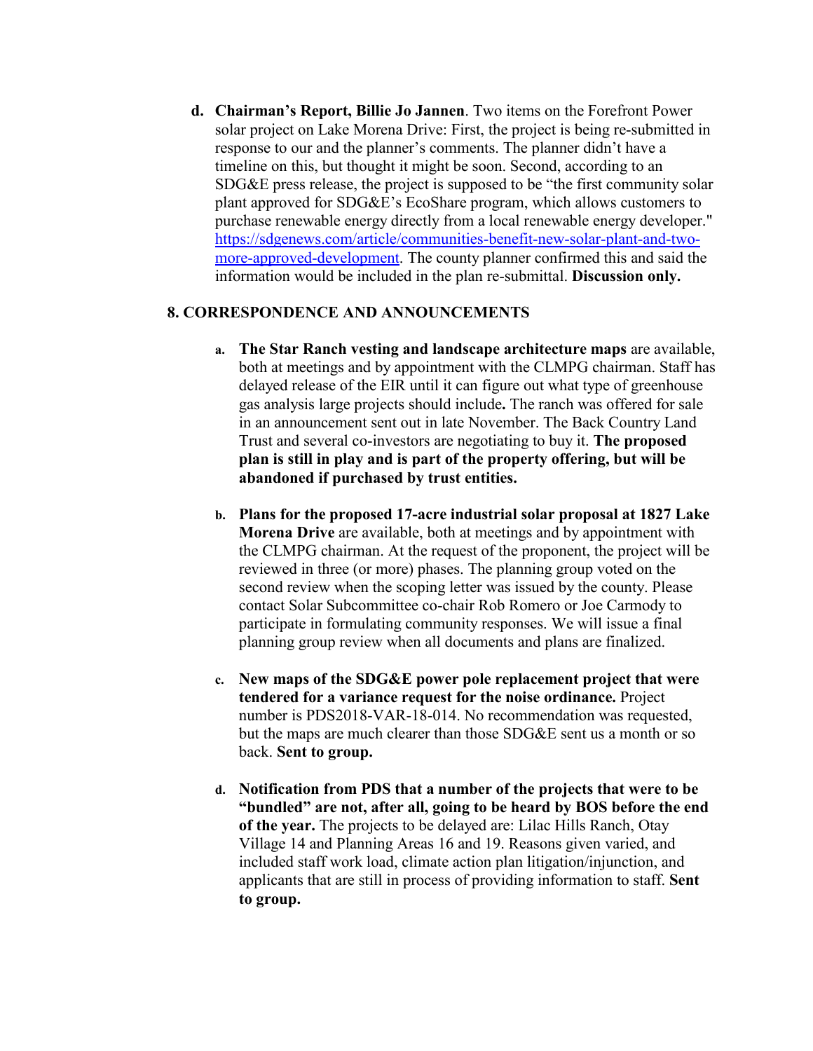d. **Chairman's Report, Billie Jo Jannen**. Two items on the Forefront Power solar project on Lake Morena Drive: First, the project is being re-submitted in response to our and the planner's comments. The planner didn't have a timeline on this, but thought it might be soon. Second, according to an SDG&E press release, the project is supposed to be "the first community solar plant approved for SDG&E's EcoShare program, which allows customers to purchase renewable energy directly from a local renewable energy developer." [https://sdgenews.com/article/communities-benefit-new-solar-plant-and-two-more-approved-development](https://sdgenews.com/article/communities-benefit-new-solar-plant-and-two-more-approved-development). The county planner confirmed this and said the information would be included in the plan re-submittal. **Discussion only.**

## 8. CORRESPONDENCE AND ANNOUNCEMENTS

a. **The Star Ranch vesting and landscape architecture maps** are available, both at meetings and by appointment with the CLMPG chairman. Staff has delayed release of the EIR until it can figure out what type of greenhouse gas analysis large projects should include**.** The ranch was offered for sale in an announcement sent out in late November. The Back Country Land Trust and several co-investors are negotiating to buy it. **The proposed plan is still in play and is part of the property offering, but will be abandoned if purchased by trust entities.**

b. **Plans for the proposed 17-acre industrial solar proposal at 1827 Lake Morena Drive** are available, both at meetings and by appointment with the CLMPG chairman. At the request of the proponent, the project will be reviewed in three (or more) phases. The planning group voted on the second review when the scoping letter was issued by the county. Please contact Solar Subcommittee co-chair Rob Romero or Joe Carmody to participate in formulating community responses. We will issue a final planning group review when all documents and plans are finalized.

c. **New maps of the SDG&E power pole replacement project that were tendered for a variance request for the noise ordinance.** Project number is PDS2018-VAR-18-014. No recommendation was requested, but the maps are much clearer than those SDG&E sent us a month or so back. **Sent to group.**

d. **Notification from PDS that a number of the projects that were to be "bundled" are not, after all, going to be heard by BOS before the end of the year.** The projects to be delayed are: Lilac Hills Ranch, Otay Village 14 and Planning Areas 16 and 19. Reasons given varied, and included staff work load, climate action plan litigation/injunction, and applicants that are still in process of providing information to staff. **Sent to group.**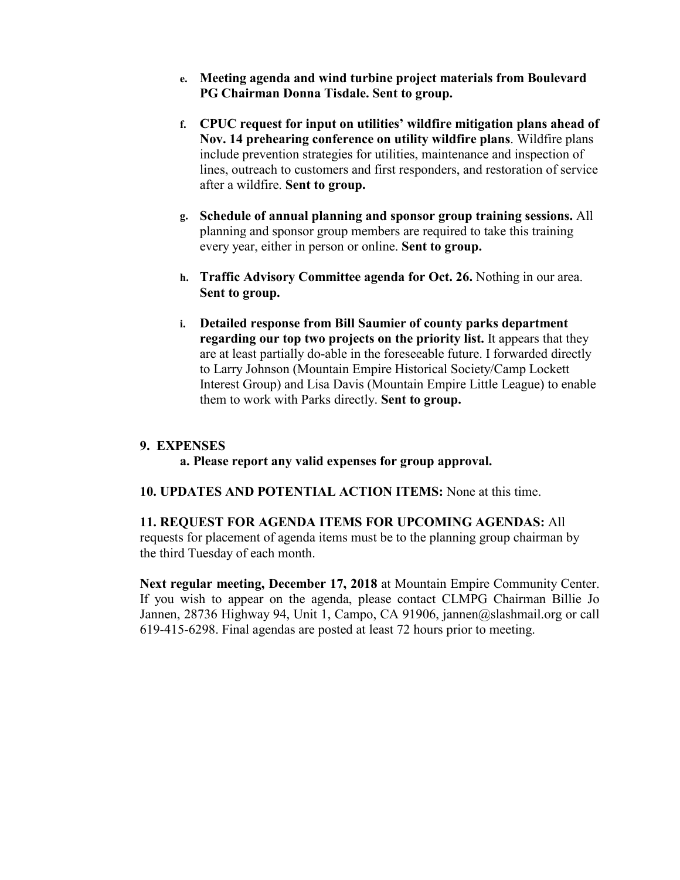e. **Meeting agenda and wind turbine project materials from Boulevard PG Chairman Donna Tisdale. Sent to group.**

f. **CPUC request for input on utilities' wildfire mitigation plans ahead of Nov. 14 prehearing conference on utility wildfire plans**. Wildfire plans include prevention strategies for utilities, maintenance and inspection of lines, outreach to customers and first responders, and restoration of service after a wildfire. **Sent to group.**

g. **Schedule of annual planning and sponsor group training sessions.** All planning and sponsor group members are required to take this training every year, either in person or online. **Sent to group.**

h. **Traffic Advisory Committee agenda for Oct. 26.** Nothing in our area. **Sent to group.**

i. **Detailed response from Bill Saumier of county parks department regarding our top two projects on the priority list.** It appears that they are at least partially do-able in the foreseeable future. I forwarded directly to Larry Johnson (Mountain Empire Historical Society/Camp Lockett Interest Group) and Lisa Davis (Mountain Empire Little League) to enable them to work with Parks directly. **Sent to group.**

**9. EXPENSES**

**a. Please report any valid expenses for group approval.**

**10. UPDATES AND POTENTIAL ACTION ITEMS:** None at this time.

**11. REQUEST FOR AGENDA ITEMS FOR UPCOMING AGENDAS:** All requests for placement of agenda items must be to the planning group chairman by the third Tuesday of each month.

**Next regular meeting, December 17, 2018** at Mountain Empire Community Center. If you wish to appear on the agenda, please contact CLMPG Chairman Billie Jo Jannen, 28736 Highway 94, Unit 1, Campo, CA 91906, jannen@slashmail.org or call 619-415-6298. Final agendas are posted at least 72 hours prior to meeting.